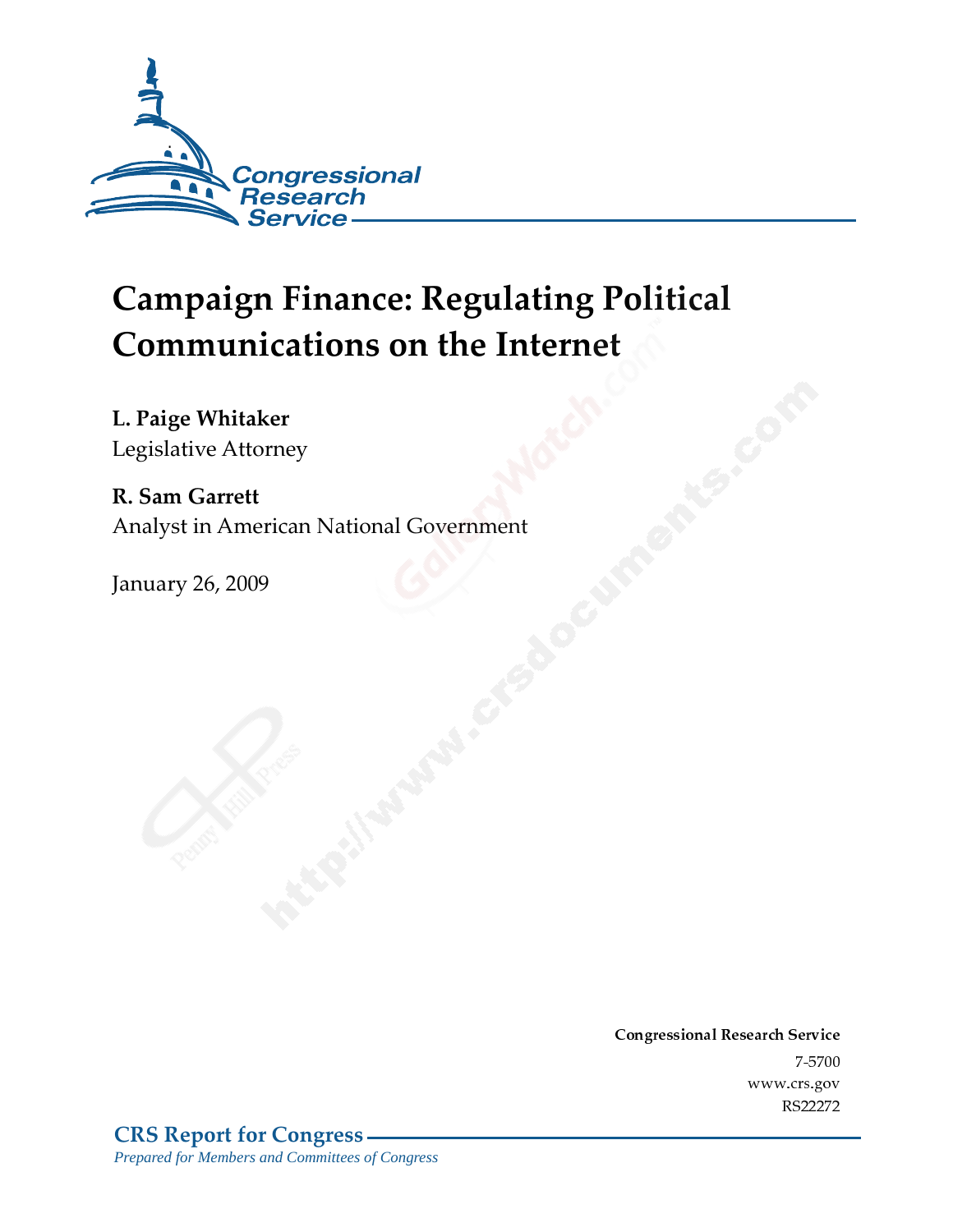Congressional Research Service

# Campaign Finance: Regulating Political Communications on the Internet

**L. Paige Whitaker**
Legislative Attorney

**R. Sam Garrett**
Analyst in American National Government

January 26, 2009

**Congressional Research Service**
7-5700
www.crs.gov
RS22272

**CRS Report for Congress**
*Prepared for Members and Committees of Congress*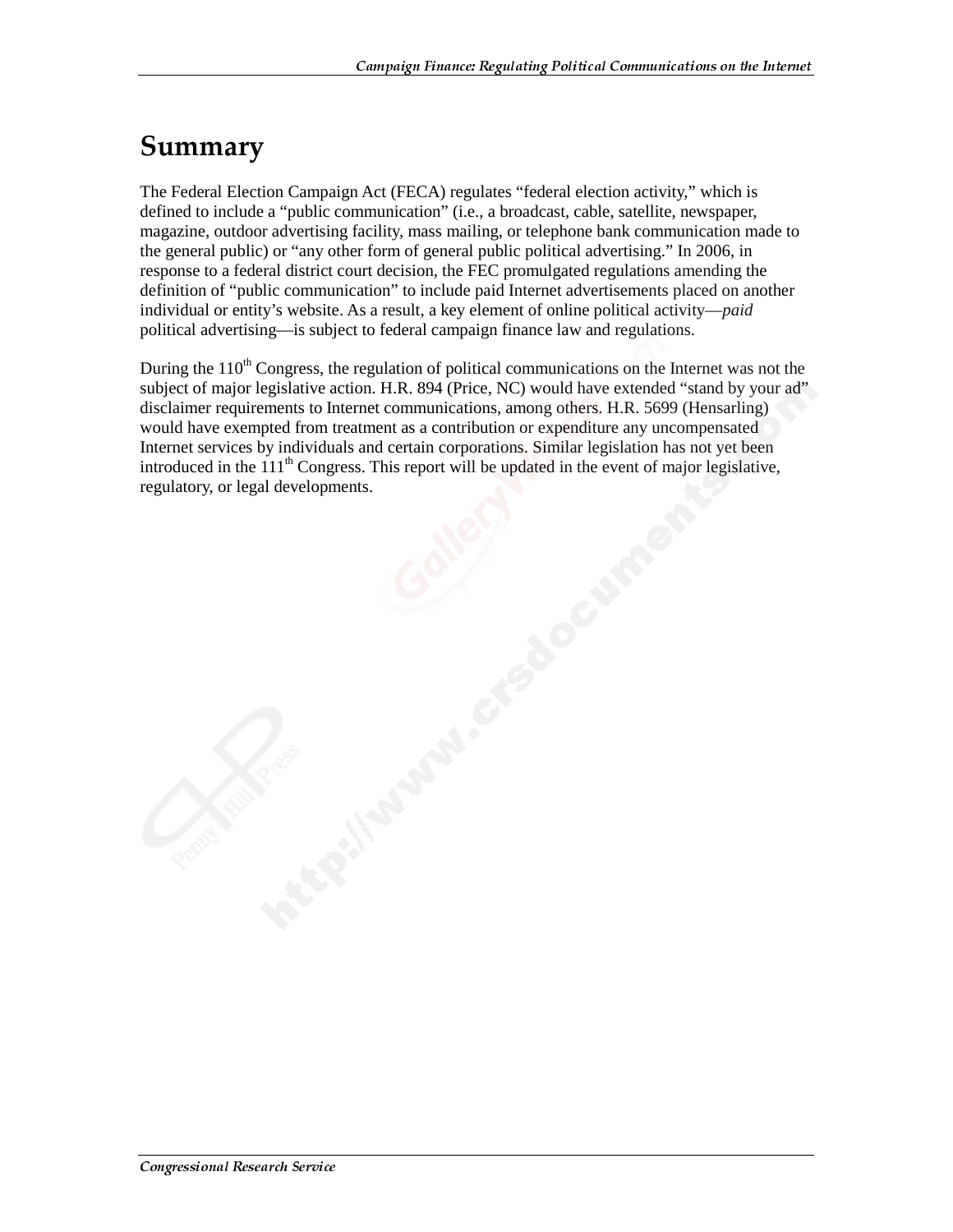# Summary

The Federal Election Campaign Act (FECA) regulates "federal election activity," which is defined to include a "public communication" (i.e., a broadcast, cable, satellite, newspaper, magazine, outdoor advertising facility, mass mailing, or telephone bank communication made to the general public) or "any other form of general public political advertising." In 2006, in response to a federal district court decision, the FEC promulgated regulations amending the definition of "public communication" to include paid Internet advertisements placed on another individual or entity's website. As a result, a key element of online political activity—*paid* political advertising—is subject to federal campaign finance law and regulations.

During the 110th Congress, the regulation of political communications on the Internet was not the subject of major legislative action. H.R. 894 (Price, NC) would have extended "stand by your ad" disclaimer requirements to Internet communications, among others. H.R. 5699 (Hensarling) would have exempted from treatment as a contribution or expenditure any uncompensated Internet services by individuals and certain corporations. Similar legislation has not yet been introduced in the 111th Congress. This report will be updated in the event of major legislative, regulatory, or legal developments.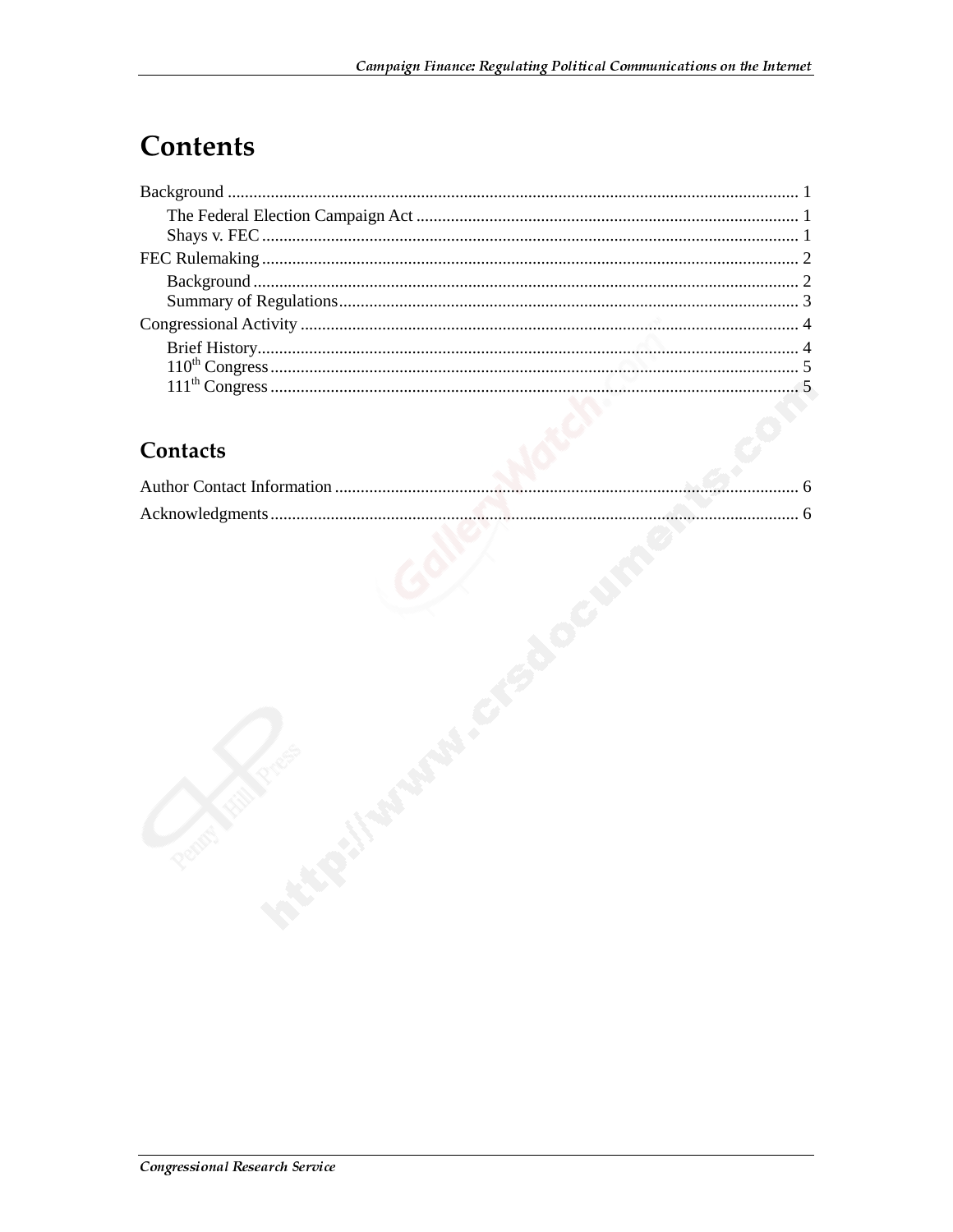# Contents

Background ........................................................................................................................ 1

- The Federal Election Campaign Act ........................................................................ 1
- Shays v. FEC ........................................................................................................... 1

FEC Rulemaking ................................................................................................................ 2

- Background .............................................................................................................. 2
- Summary of Regulations .......................................................................................... 3

Congressional Activity ...................................................................................................... 4

- Brief History ............................................................................................................. 4
- 110th Congress ......................................................................................................... 5
- 111th Congress ......................................................................................................... 5

# Contacts

Author Contact Information ............................................................................................... 6

Acknowledgments .............................................................................................................. 6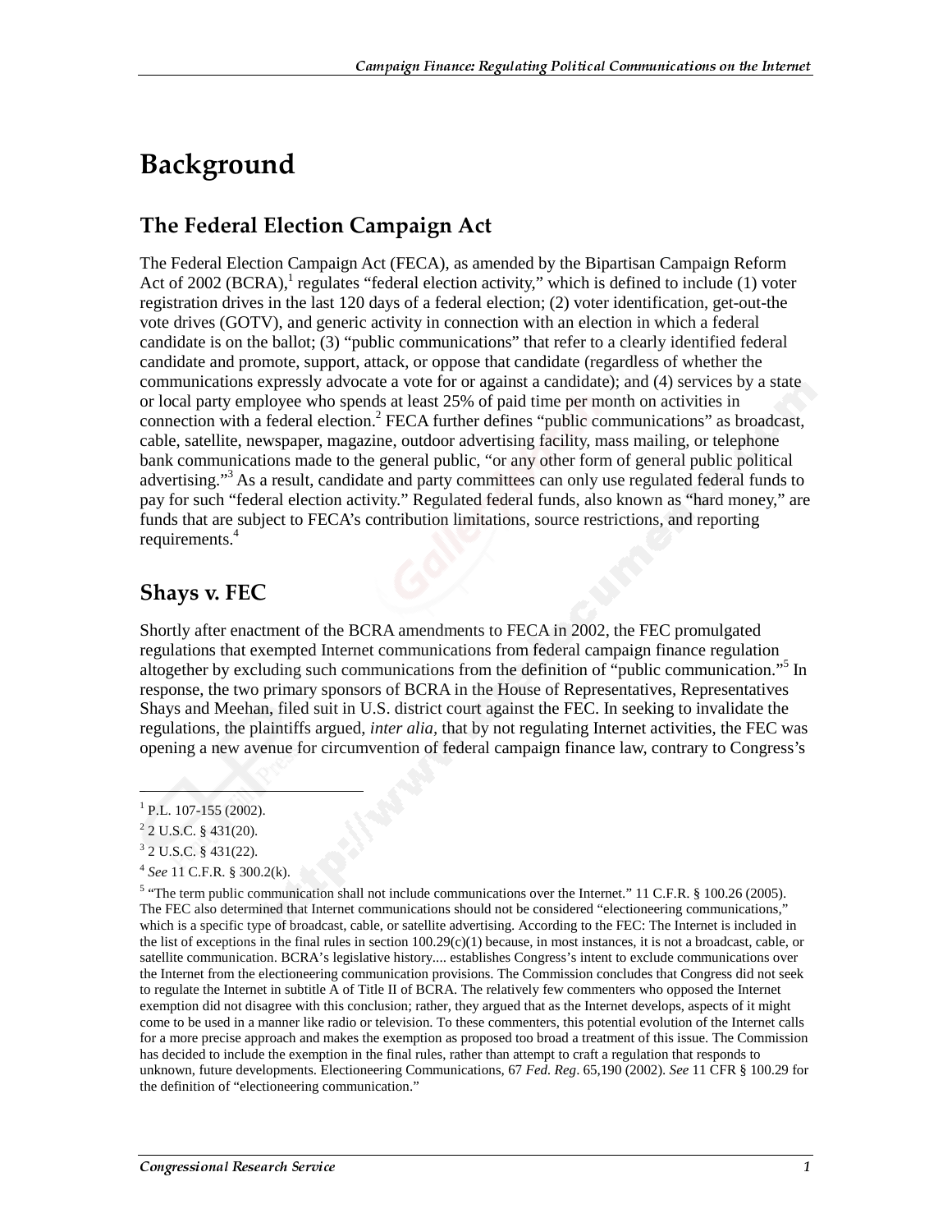# Background

## The Federal Election Campaign Act

The Federal Election Campaign Act (FECA), as amended by the Bipartisan Campaign Reform Act of 2002 (BCRA),[1] regulates "federal election activity," which is defined to include (1) voter registration drives in the last 120 days of a federal election; (2) voter identification, get-out-the vote drives (GOTV), and generic activity in connection with an election in which a federal candidate is on the ballot; (3) "public communications" that refer to a clearly identified federal candidate and promote, support, attack, or oppose that candidate (regardless of whether the communications expressly advocate a vote for or against a candidate); and (4) services by a state or local party employee who spends at least 25% of paid time per month on activities in connection with a federal election.[2] FECA further defines "public communications" as broadcast, cable, satellite, newspaper, magazine, outdoor advertising facility, mass mailing, or telephone bank communications made to the general public, "or any other form of general public political advertising."[3] As a result, candidate and party committees can only use regulated federal funds to pay for such "federal election activity." Regulated federal funds, also known as "hard money," are funds that are subject to FECA's contribution limitations, source restrictions, and reporting requirements.[4]

## Shays v. FEC

Shortly after enactment of the BCRA amendments to FECA in 2002, the FEC promulgated regulations that exempted Internet communications from federal campaign finance regulation altogether by excluding such communications from the definition of "public communication."[5] In response, the two primary sponsors of BCRA in the House of Representatives, Representatives Shays and Meehan, filed suit in U.S. district court against the FEC. In seeking to invalidate the regulations, the plaintiffs argued, *inter alia*, that by not regulating Internet activities, the FEC was opening a new avenue for circumvention of federal campaign finance law, contrary to Congress's

---

[1] P.L. 107-155 (2002).

[2] 2 U.S.C. § 431(20).

[3] 2 U.S.C. § 431(22).

[4] *See* 11 C.F.R. § 300.2(k).

[5] "The term public communication shall not include communications over the Internet." 11 C.F.R. § 100.26 (2005). The FEC also determined that Internet communications should not be considered "electioneering communications," which is a specific type of broadcast, cable, or satellite advertising. According to the FEC: The Internet is included in the list of exceptions in the final rules in section 100.29(c)(1) because, in most instances, it is not a broadcast, cable, or satellite communication. BCRA's legislative history.... establishes Congress's intent to exclude communications over the Internet from the electioneering communication provisions. The Commission concludes that Congress did not seek to regulate the Internet in subtitle A of Title II of BCRA. The relatively few commenters who opposed the Internet exemption did not disagree with this conclusion; rather, they argued that as the Internet develops, aspects of it might come to be used in a manner like radio or television. To these commenters, this potential evolution of the Internet calls for a more precise approach and makes the exemption as proposed too broad a treatment of this issue. The Commission has decided to include the exemption in the final rules, rather than attempt to craft a regulation that responds to unknown, future developments. Electioneering Communications, 67 *Fed. Reg*. 65,190 (2002). *See* 11 CFR § 100.29 for the definition of "electioneering communication."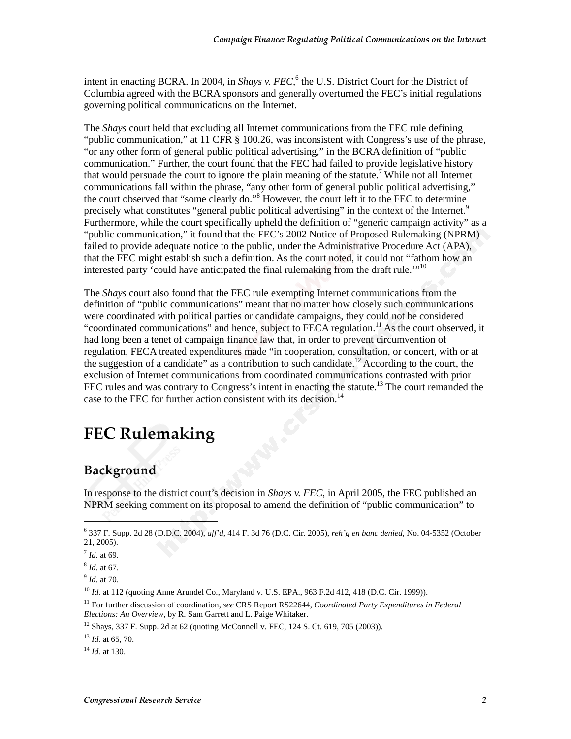intent in enacting BCRA. In 2004, in *Shays v. FEC*,[6] the U.S. District Court for the District of Columbia agreed with the BCRA sponsors and generally overturned the FEC's initial regulations governing political communications on the Internet.

The *Shays* court held that excluding all Internet communications from the FEC rule defining "public communication," at 11 CFR § 100.26, was inconsistent with Congress's use of the phrase, "or any other form of general public political advertising," in the BCRA definition of "public communication." Further, the court found that the FEC had failed to provide legislative history that would persuade the court to ignore the plain meaning of the statute.[7] While not all Internet communications fall within the phrase, "any other form of general public political advertising," the court observed that "some clearly do."[8] However, the court left it to the FEC to determine precisely what constitutes "general public political advertising" in the context of the Internet.[9] Furthermore, while the court specifically upheld the definition of "generic campaign activity" as a "public communication," it found that the FEC's 2002 Notice of Proposed Rulemaking (NPRM) failed to provide adequate notice to the public, under the Administrative Procedure Act (APA), that the FEC might establish such a definition. As the court noted, it could not "fathom how an interested party 'could have anticipated the final rulemaking from the draft rule.'"[10]

The *Shays* court also found that the FEC rule exempting Internet communications from the definition of "public communications" meant that no matter how closely such communications were coordinated with political parties or candidate campaigns, they could not be considered "coordinated communications" and hence, subject to FECA regulation.[11] As the court observed, it had long been a tenet of campaign finance law that, in order to prevent circumvention of regulation, FECA treated expenditures made "in cooperation, consultation, or concert, with or at the suggestion of a candidate" as a contribution to such candidate.[12] According to the court, the exclusion of Internet communications from coordinated communications contrasted with prior FEC rules and was contrary to Congress's intent in enacting the statute.[13] The court remanded the case to the FEC for further action consistent with its decision.[14]

# FEC Rulemaking

## Background

In response to the district court's decision in *Shays v. FEC*, in April 2005, the FEC published an NPRM seeking comment on its proposal to amend the definition of "public communication" to

---

[6] 337 F. Supp. 2d 28 (D.D.C. 2004), *aff'd*, 414 F. 3d 76 (D.C. Cir. 2005), *reh'g en banc denied*, No. 04-5352 (October 21, 2005).

[7] *Id.* at 69.

[8] *Id.* at 67.

[9] *Id.* at 70.

[10] *Id.* at 112 (quoting Anne Arundel Co., Maryland v. U.S. EPA., 963 F.2d 412, 418 (D.C. Cir. 1999)).

[11] For further discussion of coordination, *see* CRS Report RS22644, *Coordinated Party Expenditures in Federal Elections: An Overview*, by R. Sam Garrett and L. Paige Whitaker.

[12] Shays, 337 F. Supp. 2d at 62 (quoting McConnell v. FEC, 124 S. Ct. 619, 705 (2003)).

[13] *Id.* at 65, 70.

[14] *Id.* at 130.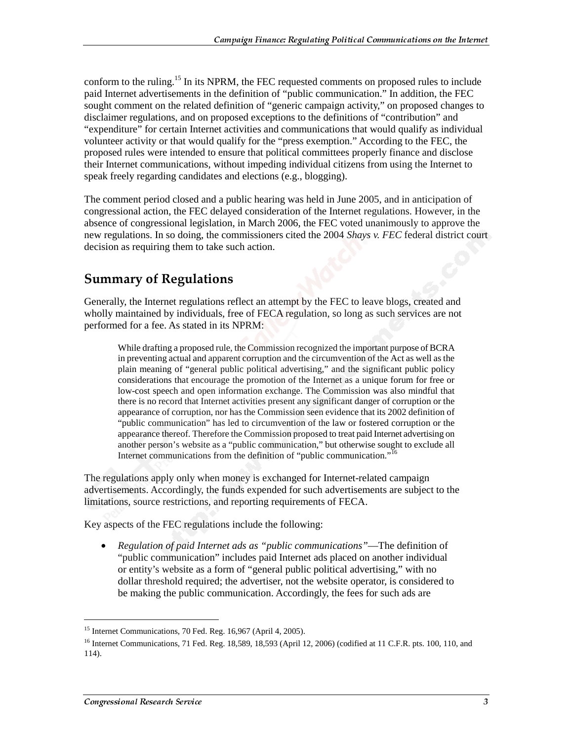conform to the ruling.[15] In its NPRM, the FEC requested comments on proposed rules to include paid Internet advertisements in the definition of "public communication." In addition, the FEC sought comment on the related definition of "generic campaign activity," on proposed changes to disclaimer regulations, and on proposed exceptions to the definitions of "contribution" and "expenditure" for certain Internet activities and communications that would qualify as individual volunteer activity or that would qualify for the "press exemption." According to the FEC, the proposed rules were intended to ensure that political committees properly finance and disclose their Internet communications, without impeding individual citizens from using the Internet to speak freely regarding candidates and elections (e.g., blogging).

The comment period closed and a public hearing was held in June 2005, and in anticipation of congressional action, the FEC delayed consideration of the Internet regulations. However, in the absence of congressional legislation, in March 2006, the FEC voted unanimously to approve the new regulations. In so doing, the commissioners cited the 2004 *Shays v. FEC* federal district court decision as requiring them to take such action.

## Summary of Regulations

Generally, the Internet regulations reflect an attempt by the FEC to leave blogs, created and wholly maintained by individuals, free of FECA regulation, so long as such services are not performed for a fee. As stated in its NPRM:

> While drafting a proposed rule, the Commission recognized the important purpose of BCRA in preventing actual and apparent corruption and the circumvention of the Act as well as the plain meaning of "general public political advertising," and the significant public policy considerations that encourage the promotion of the Internet as a unique forum for free or low-cost speech and open information exchange. The Commission was also mindful that there is no record that Internet activities present any significant danger of corruption or the appearance of corruption, nor has the Commission seen evidence that its 2002 definition of "public communication" has led to circumvention of the law or fostered corruption or the appearance thereof. Therefore the Commission proposed to treat paid Internet advertising on another person's website as a "public communication," but otherwise sought to exclude all Internet communications from the definition of "public communication."[16]

The regulations apply only when money is exchanged for Internet-related campaign advertisements. Accordingly, the funds expended for such advertisements are subject to the limitations, source restrictions, and reporting requirements of FECA.

Key aspects of the FEC regulations include the following:

- *Regulation of paid Internet ads as "public communications"*—The definition of "public communication" includes paid Internet ads placed on another individual or entity's website as a form of "general public political advertising," with no dollar threshold required; the advertiser, not the website operator, is considered to be making the public communication. Accordingly, the fees for such ads are

---

[15] Internet Communications, 70 Fed. Reg. 16,967 (April 4, 2005).

[16] Internet Communications, 71 Fed. Reg. 18,589, 18,593 (April 12, 2006) (codified at 11 C.F.R. pts. 100, 110, and 114).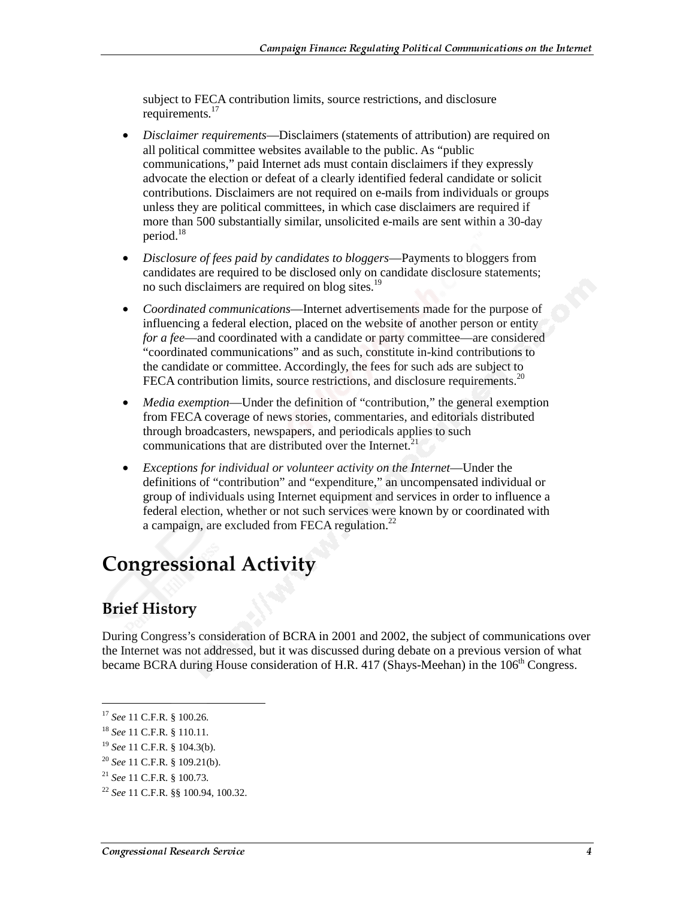subject to FECA contribution limits, source restrictions, and disclosure requirements.[17]

- *Disclaimer requirements*—Disclaimers (statements of attribution) are required on all political committee websites available to the public. As "public communications," paid Internet ads must contain disclaimers if they expressly advocate the election or defeat of a clearly identified federal candidate or solicit contributions. Disclaimers are not required on e-mails from individuals or groups unless they are political committees, in which case disclaimers are required if more than 500 substantially similar, unsolicited e-mails are sent within a 30-day period.[18]
- *Disclosure of fees paid by candidates to bloggers*—Payments to bloggers from candidates are required to be disclosed only on candidate disclosure statements; no such disclaimers are required on blog sites.[19]
- *Coordinated communications*—Internet advertisements made for the purpose of influencing a federal election, placed on the website of another person or entity *for a fee*—and coordinated with a candidate or party committee—are considered "coordinated communications" and as such, constitute in-kind contributions to the candidate or committee. Accordingly, the fees for such ads are subject to FECA contribution limits, source restrictions, and disclosure requirements.[20]
- *Media exemption*—Under the definition of "contribution," the general exemption from FECA coverage of news stories, commentaries, and editorials distributed through broadcasters, newspapers, and periodicals applies to such communications that are distributed over the Internet.[21]
- *Exceptions for individual or volunteer activity on the Internet*—Under the definitions of "contribution" and "expenditure," an uncompensated individual or group of individuals using Internet equipment and services in order to influence a federal election, whether or not such services were known by or coordinated with a campaign, are excluded from FECA regulation.[22]

# Congressional Activity

## Brief History

During Congress's consideration of BCRA in 2001 and 2002, the subject of communications over the Internet was not addressed, but it was discussed during debate on a previous version of what became BCRA during House consideration of H.R. 417 (Shays-Meehan) in the 106th Congress.

---

[17] *See* 11 C.F.R. § 100.26.

[18] *See* 11 C.F.R. § 110.11.

[19] *See* 11 C.F.R. § 104.3(b).

[20] *See* 11 C.F.R. § 109.21(b).

[21] *See* 11 C.F.R. § 100.73.

[22] *See* 11 C.F.R. §§ 100.94, 100.32.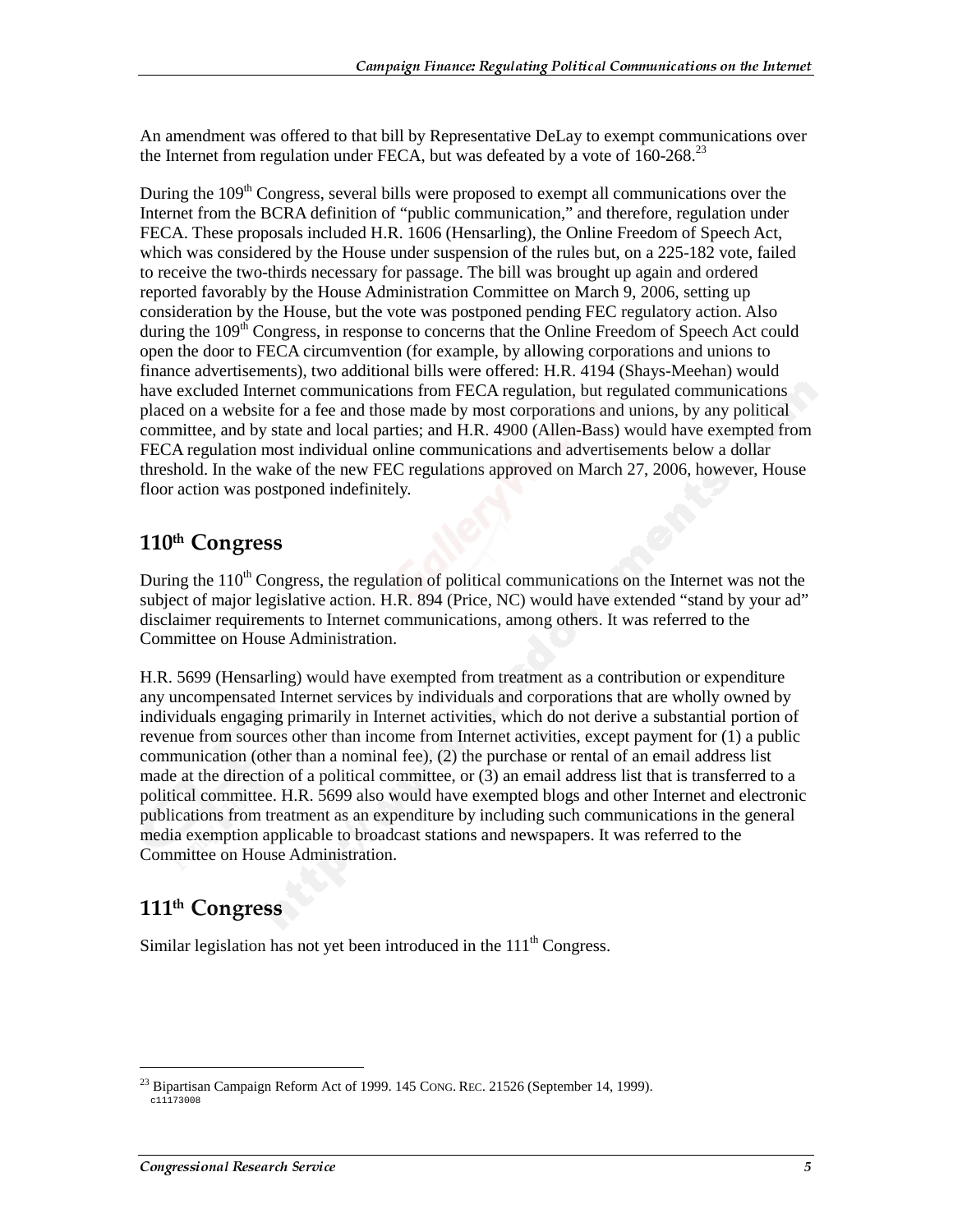An amendment was offered to that bill by Representative DeLay to exempt communications over the Internet from regulation under FECA, but was defeated by a vote of 160-268.[23]

During the 109th Congress, several bills were proposed to exempt all communications over the Internet from the BCRA definition of "public communication," and therefore, regulation under FECA. These proposals included H.R. 1606 (Hensarling), the Online Freedom of Speech Act, which was considered by the House under suspension of the rules but, on a 225-182 vote, failed to receive the two-thirds necessary for passage. The bill was brought up again and ordered reported favorably by the House Administration Committee on March 9, 2006, setting up consideration by the House, but the vote was postponed pending FEC regulatory action. Also during the 109th Congress, in response to concerns that the Online Freedom of Speech Act could open the door to FECA circumvention (for example, by allowing corporations and unions to finance advertisements), two additional bills were offered: H.R. 4194 (Shays-Meehan) would have excluded Internet communications from FECA regulation, but regulated communications placed on a website for a fee and those made by most corporations and unions, by any political committee, and by state and local parties; and H.R. 4900 (Allen-Bass) would have exempted from FECA regulation most individual online communications and advertisements below a dollar threshold. In the wake of the new FEC regulations approved on March 27, 2006, however, House floor action was postponed indefinitely.

## 110th Congress

During the 110th Congress, the regulation of political communications on the Internet was not the subject of major legislative action. H.R. 894 (Price, NC) would have extended "stand by your ad" disclaimer requirements to Internet communications, among others. It was referred to the Committee on House Administration.

H.R. 5699 (Hensarling) would have exempted from treatment as a contribution or expenditure any uncompensated Internet services by individuals and corporations that are wholly owned by individuals engaging primarily in Internet activities, which do not derive a substantial portion of revenue from sources other than income from Internet activities, except payment for (1) a public communication (other than a nominal fee), (2) the purchase or rental of an email address list made at the direction of a political committee, or (3) an email address list that is transferred to a political committee. H.R. 5699 also would have exempted blogs and other Internet and electronic publications from treatment as an expenditure by including such communications in the general media exemption applicable to broadcast stations and newspapers. It was referred to the Committee on House Administration.

## 111th Congress

Similar legislation has not yet been introduced in the 111th Congress.

---

[23] Bipartisan Campaign Reform Act of 1999. 145 CONG. REC. 21526 (September 14, 1999).
c11173008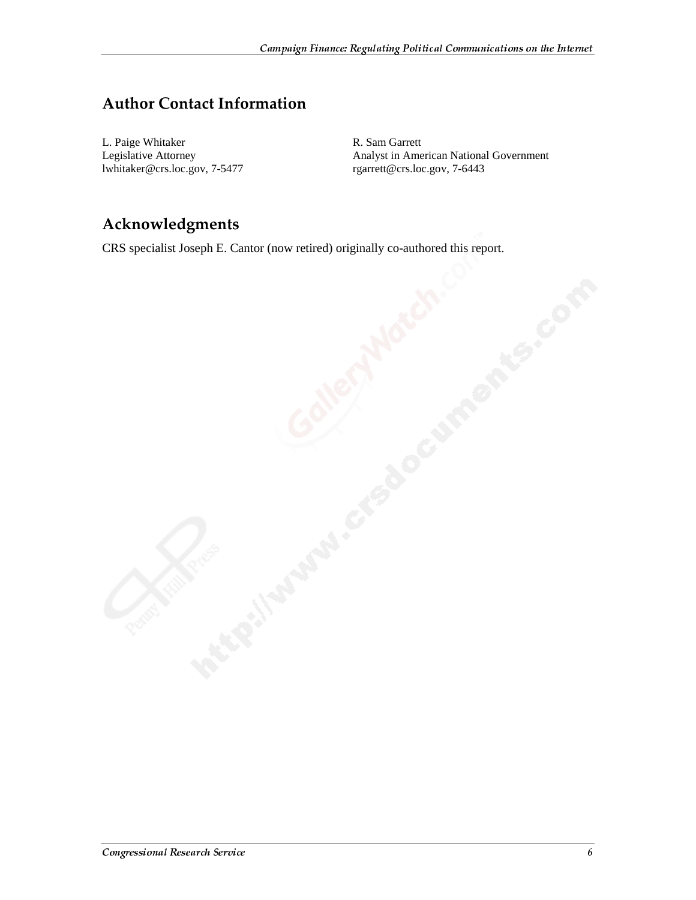## Author Contact Information

L. Paige Whitaker
Legislative Attorney
lwhitaker@crs.loc.gov, 7-5477

R. Sam Garrett
Analyst in American National Government
rgarrett@crs.loc.gov, 7-6443

## Acknowledgments

CRS specialist Joseph E. Cantor (now retired) originally co-authored this report.